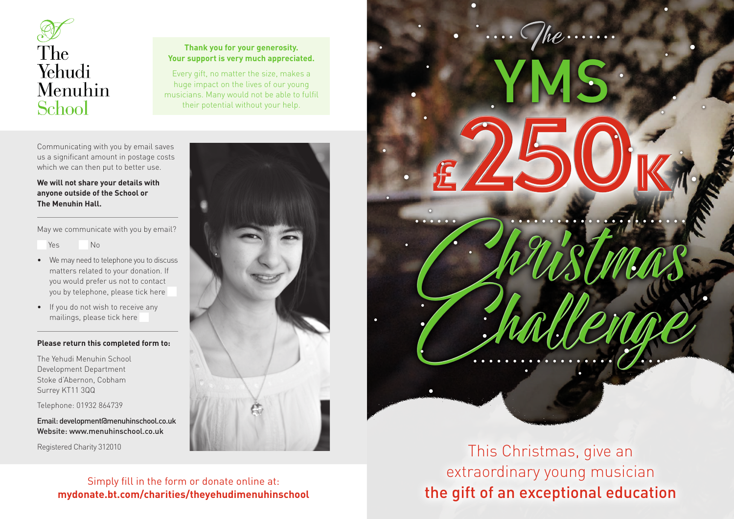# The Yehudi Menuhin School

**Thank you for your generosity.**
**Your support is very much appreciated.**

Every gift, no matter the size, makes a huge impact on the lives of our young musicians. Many would not be able to fulfil their potential without your help.

Communicating with you by email saves us a significant amount in postage costs which we can then put to better use.

**We will not share your details with anyone outside of the School or The Menuhin Hall.**

May we communicate with you by email?

☐ Yes ☐ No

- We may need to telephone you to discuss matters related to your donation. If you would prefer us not to contact you by telephone, please tick here ☐
- If you do not wish to receive any mailings, please tick here ☐

**Please return this completed form to:**

The Yehudi Menuhin School
Development Department
Stoke d'Abernon, Cobham
Surrey KT11 3QQ

Telephone: 01932 864739

Email: development@menuhinschool.co.uk
Website: www.menuhinschool.co.uk

Registered Charity 312010

Simply fill in the form or donate online at:
**mydonate.bt.com/charities/theyehudimenuhinschool**

# The YMS £250K Christmas Challenge

This Christmas, give an extraordinary young musician
**the gift of an exceptional education**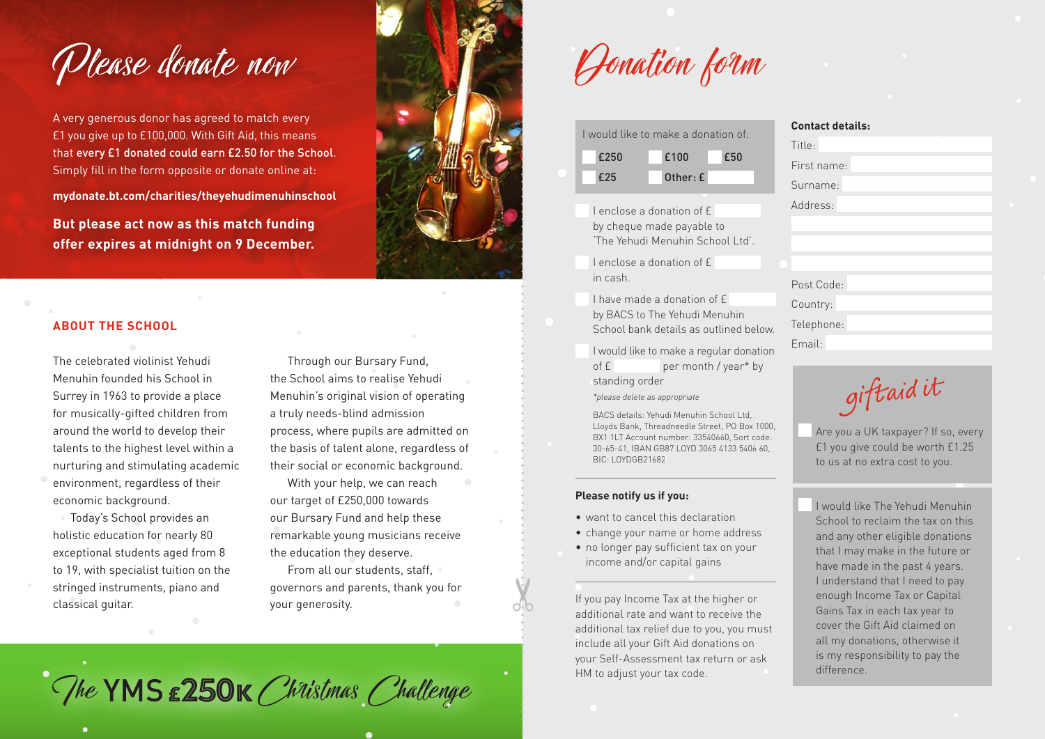# Please donate now

A very generous donor has agreed to match every £1 you give up to £100,000. With Gift Aid, this means that **every £1 donated could earn £2.50 for the School**. Simply fill in the form opposite or donate online at:

**mydonate.bt.com/charities/theyehudimenuhinschool**

**But please act now as this match funding offer expires at midnight on 9 December.**

## ABOUT THE SCHOOL

The celebrated violinist Yehudi Menuhin founded his School in Surrey in 1963 to provide a place for musically-gifted children from around the world to develop their talents to the highest level within a nurturing and stimulating academic environment, regardless of their economic background.

Today's School provides an holistic education for nearly 80 exceptional students aged from 8 to 19, with specialist tuition on the stringed instruments, piano and classical guitar.

Through our Bursary Fund, the School aims to realise Yehudi Menuhin's original vision of operating a truly needs-blind admission process, where pupils are admitted on the basis of talent alone, regardless of their social or economic background.

With your help, we can reach our target of £250,000 towards our Bursary Fund and help these remarkable young musicians receive the education they deserve.

From all our students, staff, governors and parents, thank you for your generosity.

# The YMS £250K Christmas Challenge

# Donation form

I would like to make a donation of:

- ☐ £250
- ☐ £100
- ☐ £50
- ☐ £25
- ☐ Other: £ ______

☐ I enclose a donation of £ ______ by cheque made payable to 'The Yehudi Menuhin School Ltd'.

☐ I enclose a donation of £ ______ in cash.

☐ I have made a donation of £ ______ by BACS to The Yehudi Menuhin School bank details as outlined below.

☐ I would like to make a regular donation of £ ______ per month / year* by standing order

*please delete as appropriate*

BACS details: Yehudi Menuhin School Ltd, Lloyds Bank, Threadneedle Street, PO Box 1000, BX1 1LT Account number: 33540660, Sort code: 30-65-41, IBAN GB87 LOYD 3065 4133 5406 60, BIC: LOYDGB21682

**Please notify us if you:**

- want to cancel this declaration
- change your name or home address
- no longer pay sufficient tax on your income and/or capital gains

If you pay Income Tax at the higher or additional rate and want to receive the additional tax relief due to you, you must include all your Gift Aid donations on your Self-Assessment tax return or ask HM to adjust your tax code.

**Contact details:**

Title:

First name:

Surname:

Address:

Post Code:

Country:

Telephone:

Email:

## giftaid it

☐ Are you a UK taxpayer? If so, every £1 you give could be worth £1.25 to us at no extra cost to you.

☐ I would like The Yehudi Menuhin School to reclaim the tax on this and any other eligible donations that I may make in the future or have made in the past 4 years. I understand that I need to pay enough Income Tax or Capital Gains Tax in each tax year to cover the Gift Aid claimed on all my donations, otherwise it is my responsibility to pay the difference.